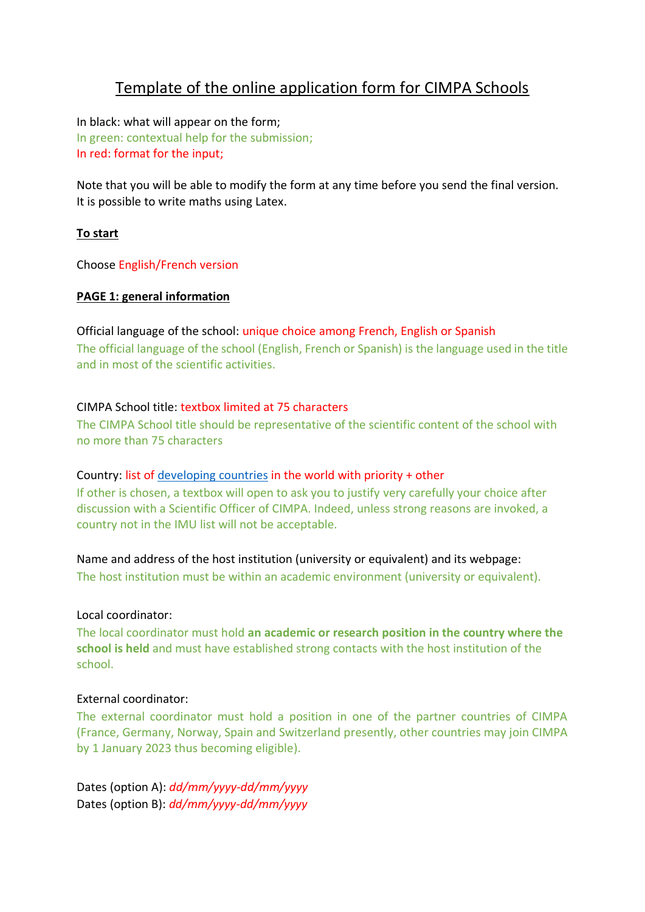# Template of the online application form for CIMPA Schools

In black: what will appear on the form;
In green: contextual help for the submission;
In red: format for the input;

Note that you will be able to modify the form at any time before you send the final version.
It is possible to write maths using Latex.

**To start**

Choose English/French version

**PAGE 1: general information**

Official language of the school: unique choice among French, English or Spanish
The official language of the school (English, French or Spanish) is the language used in the title and in most of the scientific activities.

CIMPA School title: textbox limited at 75 characters
The CIMPA School title should be representative of the scientific content of the school with no more than 75 characters

Country: list of developing countries in the world with priority + other
If other is chosen, a textbox will open to ask you to justify very carefully your choice after discussion with a Scientific Officer of CIMPA. Indeed, unless strong reasons are invoked, a country not in the IMU list will not be acceptable.

Name and address of the host institution (university or equivalent) and its webpage:
The host institution must be within an academic environment (university or equivalent).

Local coordinator:
The local coordinator must hold **an academic or research position in the country where the school is held** and must have established strong contacts with the host institution of the school.

External coordinator:
The external coordinator must hold a position in one of the partner countries of CIMPA (France, Germany, Norway, Spain and Switzerland presently, other countries may join CIMPA by 1 January 2023 thus becoming eligible).

Dates (option A): *dd/mm/yyyy-dd/mm/yyyy*
Dates (option B): *dd/mm/yyyy-dd/mm/yyyy*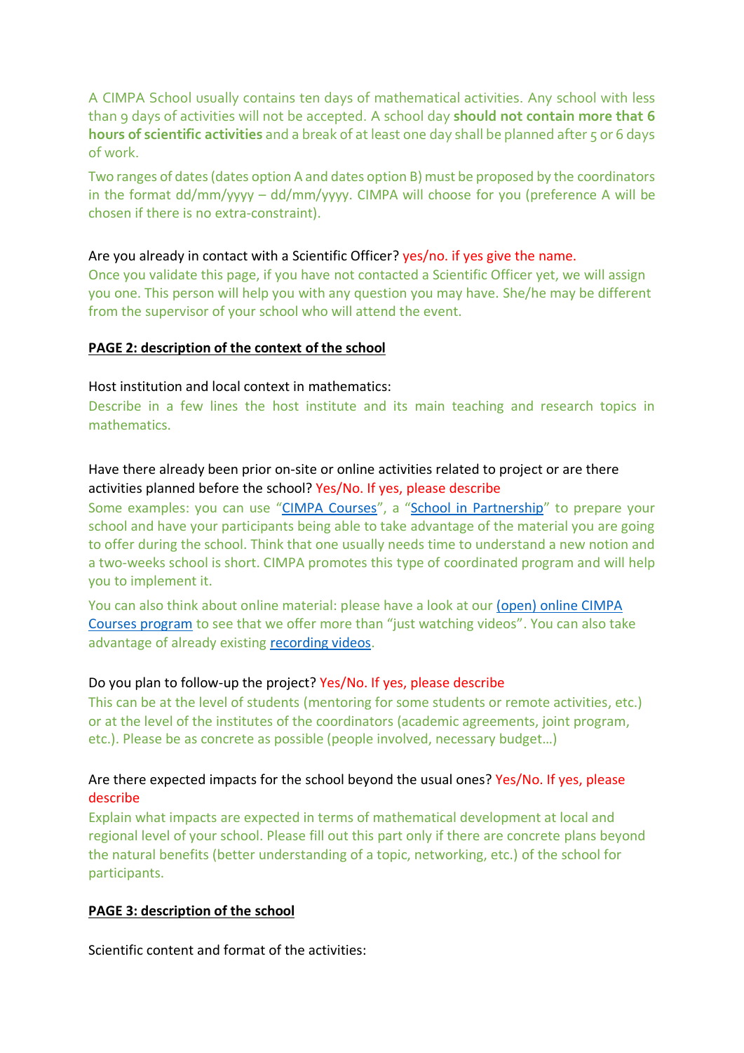A CIMPA School usually contains ten days of mathematical activities. Any school with less than 9 days of activities will not be accepted. A school day **should not contain more that 6 hours of scientific activities** and a break of at least one day shall be planned after 5 or 6 days of work.

Two ranges of dates (dates option A and dates option B) must be proposed by the coordinators in the format dd/mm/yyyy – dd/mm/yyyy. CIMPA will choose for you (preference A will be chosen if there is no extra-constraint).

Are you already in contact with a Scientific Officer? yes/no. if yes give the name.

Once you validate this page, if you have not contacted a Scientific Officer yet, we will assign you one. This person will help you with any question you may have. She/he may be different from the supervisor of your school who will attend the event.

## PAGE 2: description of the context of the school

Host institution and local context in mathematics:

Describe in a few lines the host institute and its main teaching and research topics in mathematics.

Have there already been prior on-site or online activities related to project or are there activities planned before the school? Yes/No. If yes, please describe

Some examples: you can use "CIMPA Courses", a "School in Partnership" to prepare your school and have your participants being able to take advantage of the material you are going to offer during the school. Think that one usually needs time to understand a new notion and a two-weeks school is short. CIMPA promotes this type of coordinated program and will help you to implement it.

You can also think about online material: please have a look at our (open) online CIMPA Courses program to see that we offer more than "just watching videos". You can also take advantage of already existing recording videos.

Do you plan to follow-up the project? Yes/No. If yes, please describe

This can be at the level of students (mentoring for some students or remote activities, etc.) or at the level of the institutes of the coordinators (academic agreements, joint program, etc.). Please be as concrete as possible (people involved, necessary budget…)

Are there expected impacts for the school beyond the usual ones? Yes/No. If yes, please describe

Explain what impacts are expected in terms of mathematical development at local and regional level of your school. Please fill out this part only if there are concrete plans beyond the natural benefits (better understanding of a topic, networking, etc.) of the school for participants.

## PAGE 3: description of the school

Scientific content and format of the activities: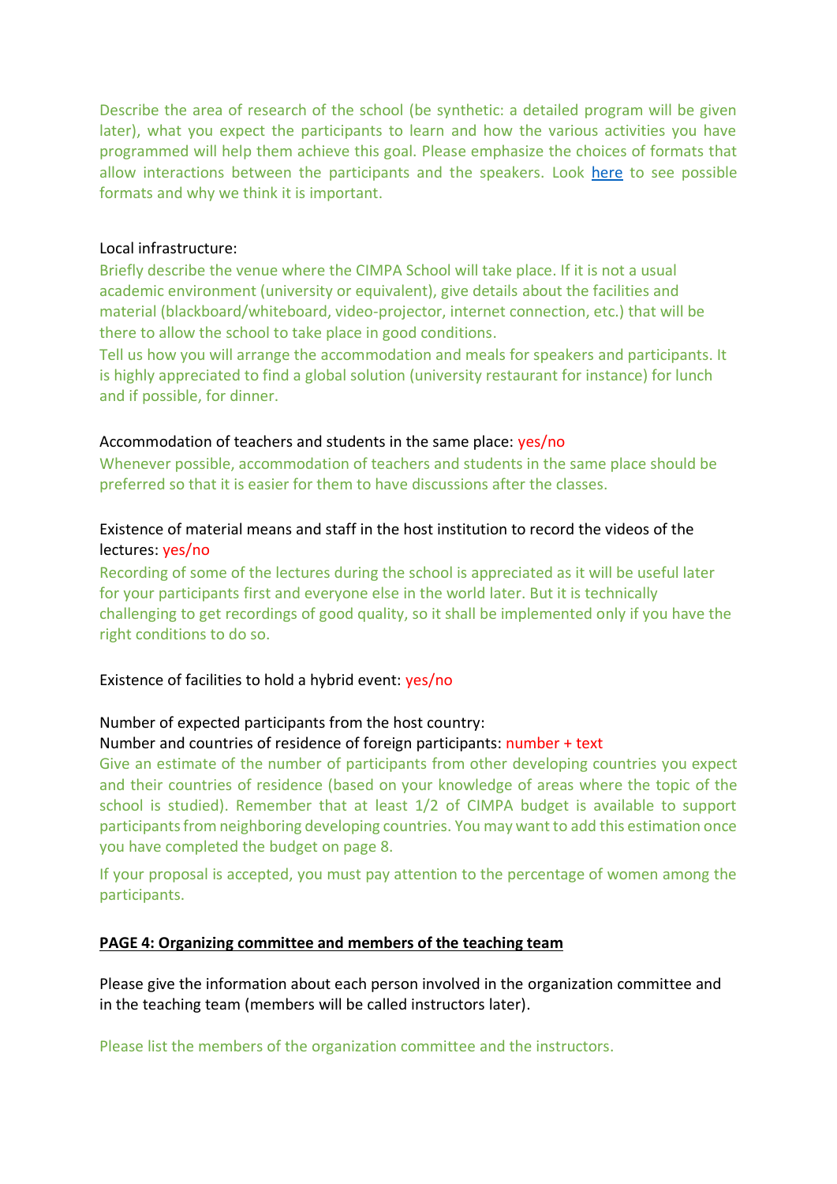Describe the area of research of the school (be synthetic: a detailed program will be given later), what you expect the participants to learn and how the various activities you have programmed will help them achieve this goal. Please emphasize the choices of formats that allow interactions between the participants and the speakers. Look [here](here) to see possible formats and why we think it is important.

Local infrastructure:

Briefly describe the venue where the CIMPA School will take place. If it is not a usual academic environment (university or equivalent), give details about the facilities and material (blackboard/whiteboard, video-projector, internet connection, etc.) that will be there to allow the school to take place in good conditions.

Tell us how you will arrange the accommodation and meals for speakers and participants. It is highly appreciated to find a global solution (university restaurant for instance) for lunch and if possible, for dinner.

Accommodation of teachers and students in the same place: yes/no

Whenever possible, accommodation of teachers and students in the same place should be preferred so that it is easier for them to have discussions after the classes.

Existence of material means and staff in the host institution to record the videos of the lectures: yes/no

Recording of some of the lectures during the school is appreciated as it will be useful later for your participants first and everyone else in the world later. But it is technically challenging to get recordings of good quality, so it shall be implemented only if you have the right conditions to do so.

Existence of facilities to hold a hybrid event: yes/no

Number of expected participants from the host country:

Number and countries of residence of foreign participants: number + text

Give an estimate of the number of participants from other developing countries you expect and their countries of residence (based on your knowledge of areas where the topic of the school is studied). Remember that at least 1/2 of CIMPA budget is available to support participants from neighboring developing countries. You may want to add this estimation once you have completed the budget on page 8.

If your proposal is accepted, you must pay attention to the percentage of women among the participants.

**<u>PAGE 4: Organizing committee and members of the teaching team</u>**

Please give the information about each person involved in the organization committee and in the teaching team (members will be called instructors later).

Please list the members of the organization committee and the instructors.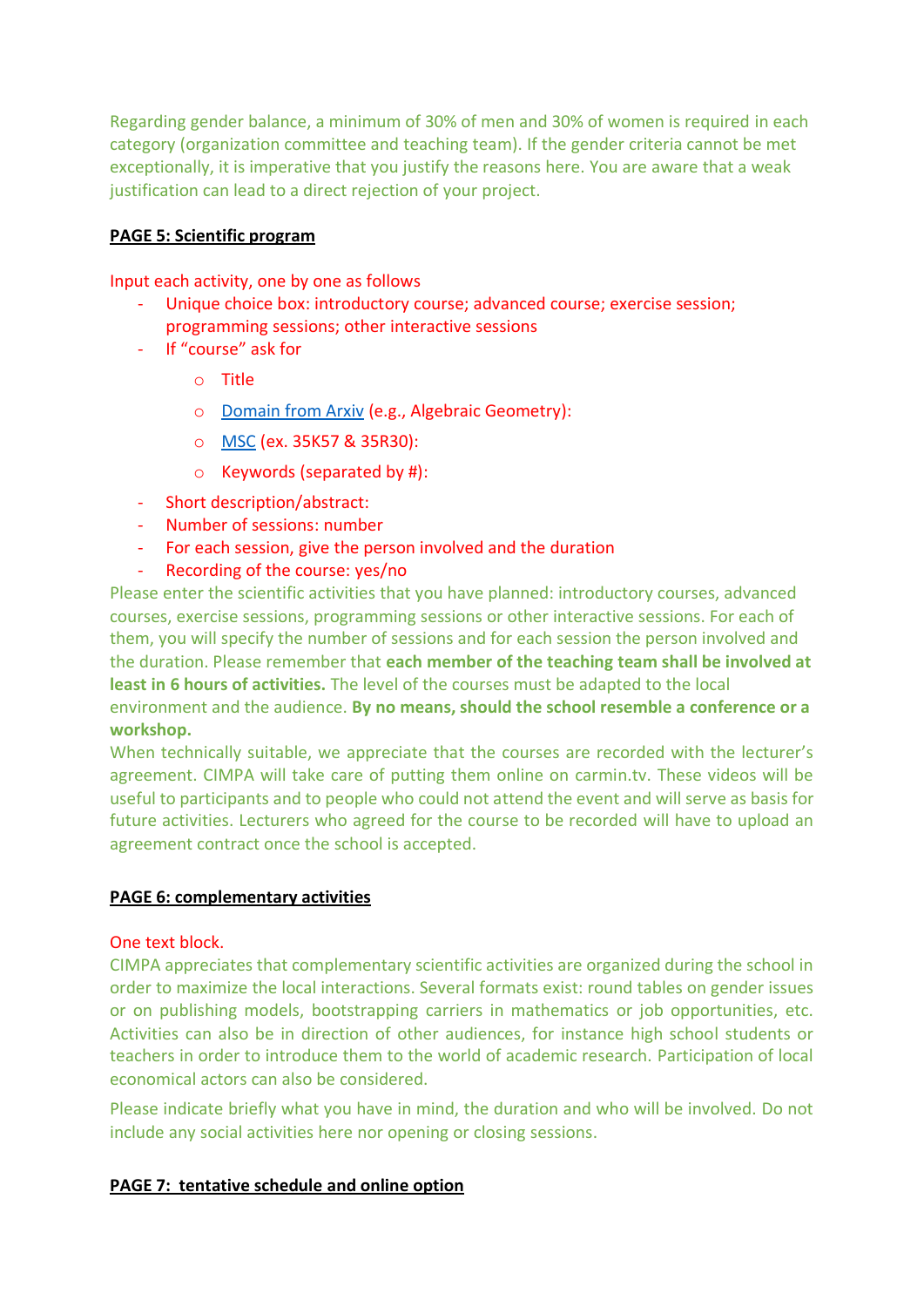Regarding gender balance, a minimum of 30% of men and 30% of women is required in each category (organization committee and teaching team). If the gender criteria cannot be met exceptionally, it is imperative that you justify the reasons here. You are aware that a weak justification can lead to a direct rejection of your project.

**PAGE 5: Scientific program**

Input each activity, one by one as follows

- Unique choice box: introductory course; advanced course; exercise session; programming sessions; other interactive sessions
- If "course" ask for
  - Title
  - [Domain from Arxiv](Domain from Arxiv) (e.g., Algebraic Geometry):
  - [MSC](MSC) (ex. 35K57 & 35R30):
  - Keywords (separated by #):
- Short description/abstract:
- Number of sessions: number
- For each session, give the person involved and the duration
- Recording of the course: yes/no

Please enter the scientific activities that you have planned: introductory courses, advanced courses, exercise sessions, programming sessions or other interactive sessions. For each of them, you will specify the number of sessions and for each session the person involved and the duration. Please remember that **each member of the teaching team shall be involved at least in 6 hours of activities.** The level of the courses must be adapted to the local environment and the audience. **By no means, should the school resemble a conference or a workshop.**

When technically suitable, we appreciate that the courses are recorded with the lecturer's agreement. CIMPA will take care of putting them online on carmin.tv. These videos will be useful to participants and to people who could not attend the event and will serve as basis for future activities. Lecturers who agreed for the course to be recorded will have to upload an agreement contract once the school is accepted.

**PAGE 6: complementary activities**

One text block.

CIMPA appreciates that complementary scientific activities are organized during the school in order to maximize the local interactions. Several formats exist: round tables on gender issues or on publishing models, bootstrapping carriers in mathematics or job opportunities, etc. Activities can also be in direction of other audiences, for instance high school students or teachers in order to introduce them to the world of academic research. Participation of local economical actors can also be considered.

Please indicate briefly what you have in mind, the duration and who will be involved. Do not include any social activities here nor opening or closing sessions.

**PAGE 7: tentative schedule and online option**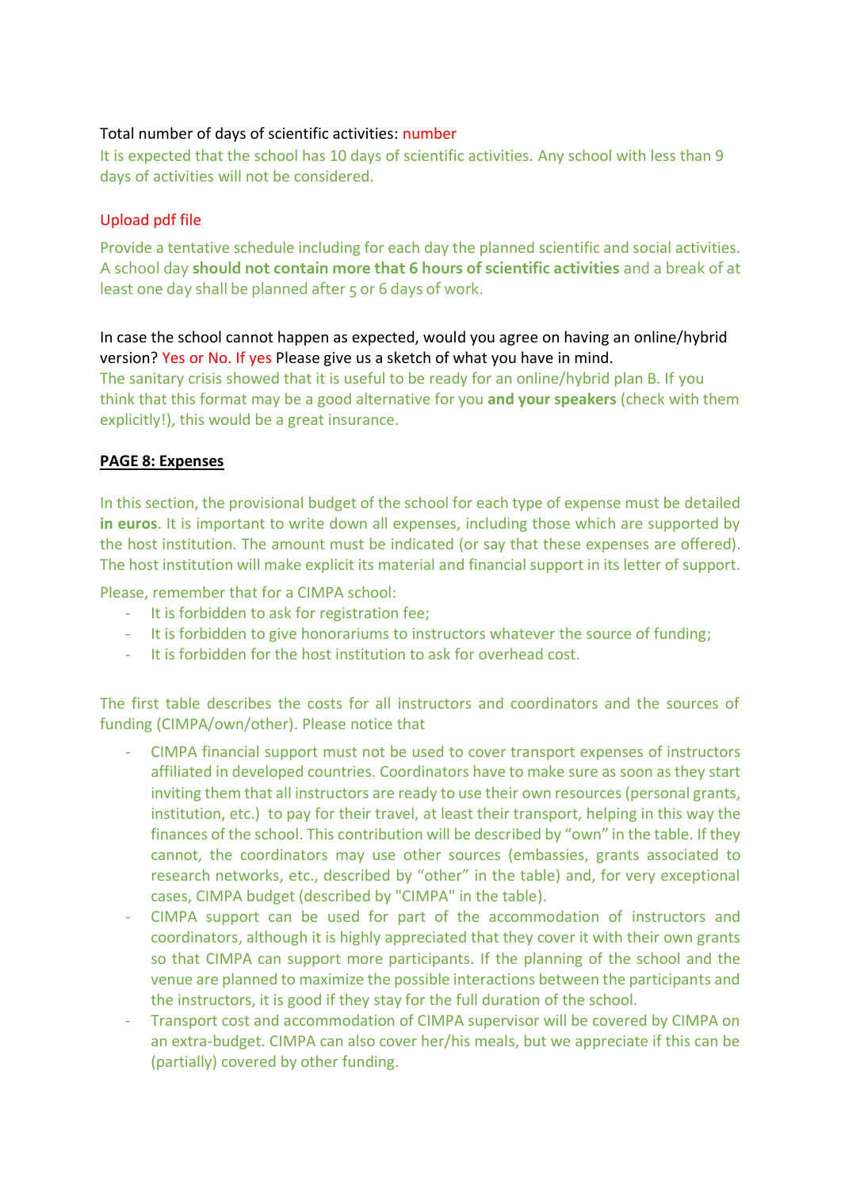Total number of days of scientific activities: number

It is expected that the school has 10 days of scientific activities. Any school with less than 9 days of activities will not be considered.

Upload pdf file

Provide a tentative schedule including for each day the planned scientific and social activities. A school day **should not contain more that 6 hours of scientific activities** and a break of at least one day shall be planned after 5 or 6 days of work.

In case the school cannot happen as expected, would you agree on having an online/hybrid version? Yes or No. If yes Please give us a sketch of what you have in mind.

The sanitary crisis showed that it is useful to be ready for an online/hybrid plan B. If you think that this format may be a good alternative for you **and your speakers** (check with them explicitly!), this would be a great insurance.

**PAGE 8: Expenses**

In this section, the provisional budget of the school for each type of expense must be detailed **in euros**. It is important to write down all expenses, including those which are supported by the host institution. The amount must be indicated (or say that these expenses are offered). The host institution will make explicit its material and financial support in its letter of support.

Please, remember that for a CIMPA school:

- It is forbidden to ask for registration fee;
- It is forbidden to give honorariums to instructors whatever the source of funding;
- It is forbidden for the host institution to ask for overhead cost.

The first table describes the costs for all instructors and coordinators and the sources of funding (CIMPA/own/other). Please notice that

- CIMPA financial support must not be used to cover transport expenses of instructors affiliated in developed countries. Coordinators have to make sure as soon as they start inviting them that all instructors are ready to use their own resources (personal grants, institution, etc.) to pay for their travel, at least their transport, helping in this way the finances of the school. This contribution will be described by "own" in the table. If they cannot, the coordinators may use other sources (embassies, grants associated to research networks, etc., described by "other" in the table) and, for very exceptional cases, CIMPA budget (described by "CIMPA" in the table).
- CIMPA support can be used for part of the accommodation of instructors and coordinators, although it is highly appreciated that they cover it with their own grants so that CIMPA can support more participants. If the planning of the school and the venue are planned to maximize the possible interactions between the participants and the instructors, it is good if they stay for the full duration of the school.
- Transport cost and accommodation of CIMPA supervisor will be covered by CIMPA on an extra-budget. CIMPA can also cover her/his meals, but we appreciate if this can be (partially) covered by other funding.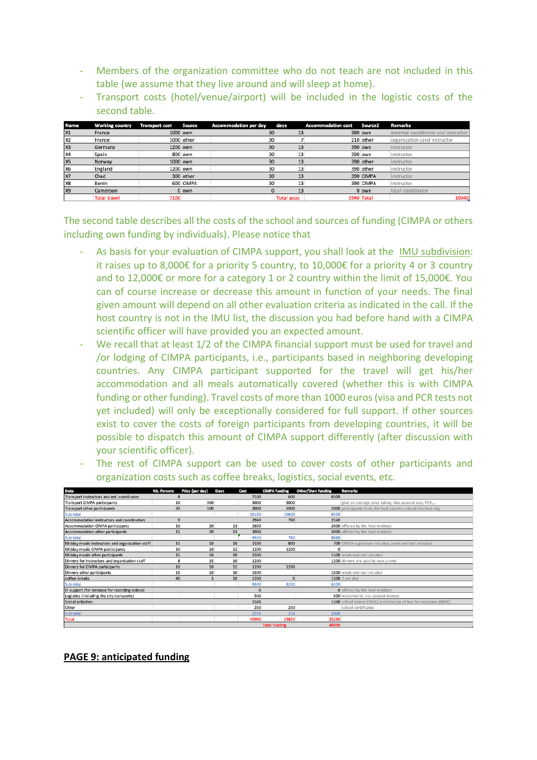- Members of the organization committee who do not teach are not included in this table (we assume that they live around and will sleep at home).
- Transport costs (hotel/venue/airport) will be included in the logistic costs of the second table.

| Name | Working country | Transport cost | Source | Accommodation per day | days | Accommodation cost | Source2 | Remarks |
|---|---|---|---|---|---|---|---|---|
| X1 | France | 1000 | own | 30 | 13 | 390 | own | external coordinator and instructor |
| X2 | France | 1000 | other | 30 | 7 | 210 | other | organization cand instructor |
| X3 | Germany | 1200 | own | 30 | 13 | 390 | own | instructor |
| X4 | Spain | 800 | own | 30 | 13 | 390 | own | instructor |
| X5 | Norway | 1000 | own | 30 | 13 | 390 | other | instructor |
| X6 | England | 1200 | own | 30 | 13 | 390 | other | instructor |
| X7 | Chad | 300 | other | 30 | 13 | 390 | CIMPA | instructor |
| X8 | Benin | 600 | CIMPA | 30 | 13 | 390 | CIMPA | instructor |
| X9 | Cameroon | 0 | own | 0 | 13 | 0 | own | local coordinator |
| | Total travel | 7100 | | | Total acco. | 2940 | Total | 10040 |

The second table describes all the costs of the school and sources of funding (CIMPA or others including own funding by individuals). Please notice that

- As basis for your evaluation of CIMPA support, you shall look at the IMU subdivision: it raises up to 8,000€ for a priority 5 country, to 10,000€ for a priority 4 or 3 country and to 12,000€ or more for a category 1 or 2 country within the limit of 15,000€. You can of course increase or decrease this amount in function of your needs. The final given amount will depend on all other evaluation criteria as indicated in the call. If the host country is not in the IMU list, the discussion you had before hand with a CIMPA scientific officer will have provided you an expected amount.
- We recall that at least 1/2 of the CIMPA financial support must be used for travel and /or lodging of CIMPA participants, i.e., participants based in neighboring developing countries. Any CIMPA participant supported for the travel will get his/her accommodation and all meals automatically covered (whether this is with CIMPA funding or other funding). Travel costs of more than 1000 euros (visa and PCR tests not yet included) will only be exceptionally considered for full support. If other sources exist to cover the costs of foreign participants from developing countries, it will be possible to dispatch this amount of CIMPA support differently (after discussion with your scientific officer).
- The rest of CIMPA support can be used to cover costs of other participants and organization costs such as coffee breaks, logistics, social events, etc.

| Data | Nb. Persons | Price (per day) | Days | Cost | CIMPA funding | Other/Own funding | Remarks |
|---|---|---|---|---|---|---|---|
| Transport instructors and ext. coordinator | 8 | | | 7100 | 600 | 6500 | |
| Transport CIMPA participants | 10 | 900 | | 9000 | 9000 | | give an average price taking into account visa, PCR,... |
| Transport other participants | 30 | 100 | | 3000 | 1000 | 2000 | participants from the host country outside the host city |
| Sub-total | | | | 19100 | 10600 | 8500 | |
| Accommodation instructors and coordinators | 9 | | | 2940 | 780 | 2160 | |
| Accommodation CIMPA participants | 10 | 20 | 13 | 2600 | | 2600 | offered by the host institute |
| Accommodation other participants | 15 | 20 | 13 | 3900 | | 3900 | offered by the host institute |
| Sub-total | | | | 9440 | 780 | 8660 | |
| Midday meals instructors and organization staff | 15 | 10 | 10 | 1500 | 800 | 700 | CIMPA supervisor included; week-end not included |
| Midday meals CIMPA participants | 10 | 10 | 12 | 1200 | 1200 | 0 | |
| Midday meals other participants | 15 | 10 | 10 | 1500 | | 1500 | week-end not included |
| Dinners for instructors and organization staff | 8 | 15 | 10 | 1200 | | 1200 | dinners are paid by own grants |
| Dinners for CIMPA participants | 10 | 10 | 12 | 1200 | 1200 | | |
| Dinners other participants | 15 | 10 | 10 | 1500 | | 1500 | week-end not included |
| coffee-breaks | 40 | 3 | 10 | 1200 | 0 | 1200 | 2 per day |
| Sub-total | | | | 9300 | 3200 | 6100 | |
| IT support (for instance for recording videos) | | | | 0 | | 0 | offered by the host institute |
| Logistics (including the city transports) | | | | 500 | | 500 | welcome kit ans sponsor banner |
| Social activities | | | | 1500 | | 1500 | school dinner (700€) and location of bus for excursion (800€) |
| Other | | | | 250 | 250 | | school certificates |
| Sub-total | | | | 2250 | 250 | 2000 | |
| Total | | | | 40090 | 14830 | 25260 | |
| | | | | | Total funding | 40090 | |

**PAGE 9: anticipated funding**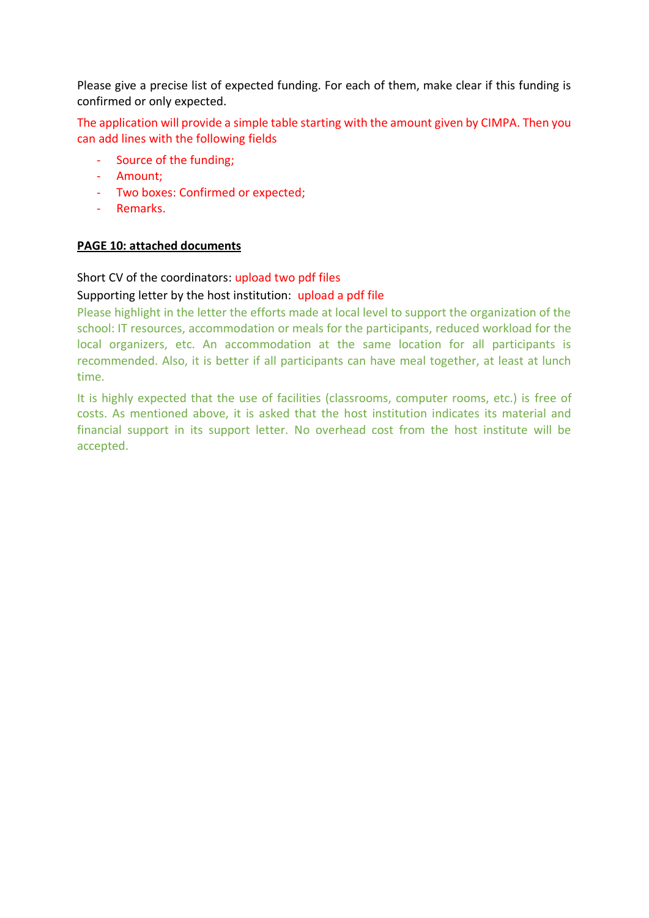Please give a precise list of expected funding. For each of them, make clear if this funding is confirmed or only expected.

The application will provide a simple table starting with the amount given by CIMPA. Then you can add lines with the following fields

- Source of the funding;
- Amount;
- Two boxes: Confirmed or expected;
- Remarks.

**PAGE 10: attached documents**

Short CV of the coordinators: upload two pdf files

Supporting letter by the host institution: upload a pdf file

Please highlight in the letter the efforts made at local level to support the organization of the school: IT resources, accommodation or meals for the participants, reduced workload for the local organizers, etc. An accommodation at the same location for all participants is recommended. Also, it is better if all participants can have meal together, at least at lunch time.

It is highly expected that the use of facilities (classrooms, computer rooms, etc.) is free of costs. As mentioned above, it is asked that the host institution indicates its material and financial support in its support letter. No overhead cost from the host institute will be accepted.